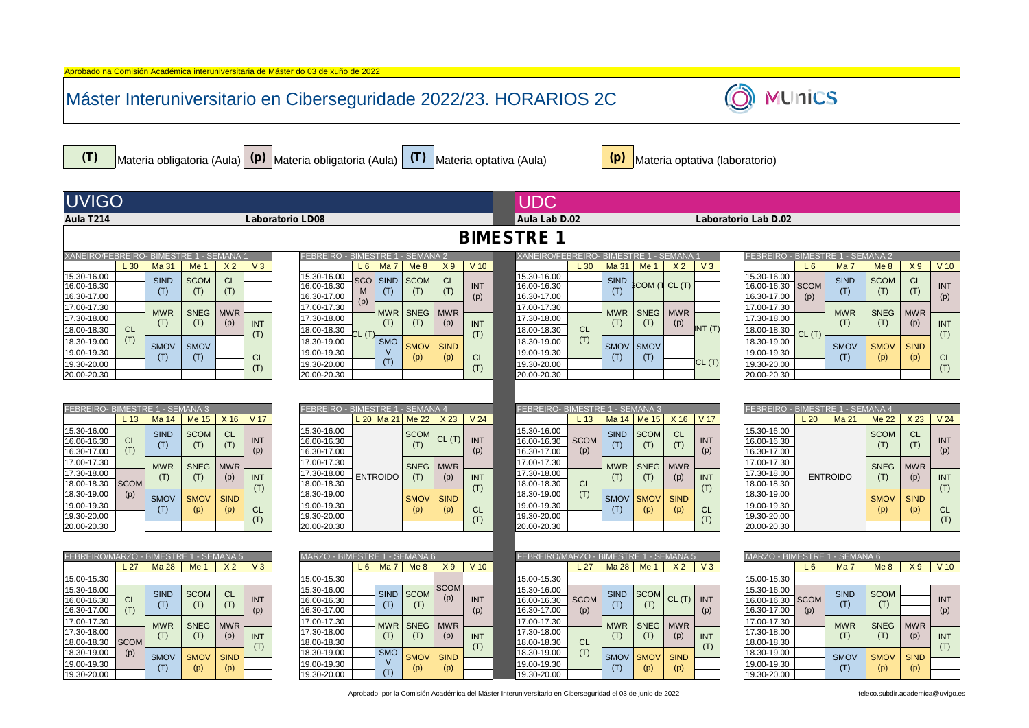Aprobado na Comisión Académica interuniversitaria de Máster do 03 de xuño de 2022

# Máster Interuniversitario en Ciberseguridade 2022/23. HORARIOS 2C

MUnics

**(T)** Materia obligatoria (Aula) **(p)** Materia obligatoria (Aula) **(T)** Materia optativa (Aula) **(p)** Materia optativa (laboratorio)

## BIMESTRE 1

## UVIGO

**Aula T214** — **Laboratorio LD08**

### XANEIRO/FEBREIRO- BIMESTRE 1 - SEMANA 1

| | L 30 | Ma 31 | Me 1 | X 2 | V 3 |
|---|---|---|---|---|---|
| 15.30-16.00 | | SIND (T) | SCOM (T) | CL (T) | |
| 16.00-16.30 | | | | | |
| 16.30-17.00 | | | | | |
| 17.00-17.30 | | MWR (T) | SNEG (T) | MWR (p) | |
| 17.30-18.00 | CL (T) | | | | INT (T) |
| 18.00-18.30 | | | | | |
| 18.30-19.00 | | SMOV (T) | SMOV (T) | | CL (T) |
| 19.00-19.30 | | | | | |
| 19.30-20.00 | | | | | |
| 20.00-20.30 | | | | | |

### FEBREIRO - BIMESTRE 1 - SEMANA 2

| | L 6 | Ma 7 | Me 8 | X 9 | V 10 |
|---|---|---|---|---|---|
| 15.30-16.00 | SCOM (p) | SIND (T) | SCOM (T) | CL (T) | INT (p) |
| 16.00-16.30 | | | | | |
| 16.30-17.00 | | | | | |
| 17.00-17.30 | CL (T) | MWR (T) | SNEG (T) | MWR (p) | INT (T) |
| 17.30-18.00 | | | | | |
| 18.00-18.30 | | | | | |
| 18.30-19.00 | | SMOV (T) | SMOV (p) | SIND (p) | CL (T) |
| 19.00-19.30 | | | | | |
| 19.30-20.00 | | | | | |
| 20.00-20.30 | | | | | |

### FEBREIRO- BIMESTRE 1 - SEMANA 3

| | L 13 | Ma 14 | Me 15 | X 16 | V 17 |
|---|---|---|---|---|---|
| 15.30-16.00 | CL (T) | SIND (T) | SCOM (T) | CL (T) | INT (p) |
| 16.00-16.30 | | | | | |
| 16.30-17.00 | | | | | |
| 17.00-17.30 | | MWR (T) | SNEG (T) | MWR (p) | INT (T) |
| 17.30-18.00 | SCOM (p) | | | | |
| 18.00-18.30 | | | | | |
| 18.30-19.00 | | SMOV (T) | SMOV (p) | SIND (p) | CL (T) |
| 19.00-19.30 | | | | | |
| 19.30-20.00 | | | | | |
| 20.00-20.30 | | | | | |

### FEBREIRO - BIMESTRE 1 - SEMANA 4

| | L 20 | Ma 21 | Me 22 | X 23 | V 24 |
|---|---|---|---|---|---|
| 15.30-16.00 | ENTROIDO | ENTROIDO | SCOM (T) | CL (T) | INT (p) |
| 16.00-16.30 | | | | | |
| 16.30-17.00 | | | | | |
| 17.00-17.30 | | | SNEG (T) | MWR (p) | INT (T) |
| 17.30-18.00 | | | | | |
| 18.00-18.30 | | | | | |
| 18.30-19.00 | | | SMOV (p) | SIND (p) | CL (T) |
| 19.00-19.30 | | | | | |
| 19.30-20.00 | | | | | |
| 20.00-20.30 | | | | | |

### FEBREIRO/MARZO - BIMESTRE 1 - SEMANA 5

| | L 27 | Ma 28 | Me 1 | X 2 | V 3 |
|---|---|---|---|---|---|
| 15.00-15.30 | | | | | |
| 15.30-16.00 | CL (T) | SIND (T) | SCOM (T) | CL (T) | INT (p) |
| 16.00-16.30 | | | | | |
| 16.30-17.00 | | | | | |
| 17.00-17.30 | | MWR (T) | SNEG (T) | MWR (p) | INT (T) |
| 17.30-18.00 | SCOM (p) | | | | |
| 18.00-18.30 | | | | | |
| 18.30-19.00 | | SMOV (T) | SMOV (p) | SIND (p) | |
| 19.00-19.30 | | | | | |
| 19.30-20.00 | | | | | |

### MARZO - BIMESTRE 1 - SEMANA 6

| | L 6 | Ma 7 | Me 8 | X 9 | V 10 |
|---|---|---|---|---|---|
| 15.00-15.30 | | | | | |
| 15.30-16.00 | | SIND (T) | SCOM (T) | SCOM (p) | INT (p) |
| 16.00-16.30 | | | | | |
| 16.30-17.00 | | | | | |
| 17.00-17.30 | | MWR (T) | SNEG (T) | MWR (p) | INT (T) |
| 17.30-18.00 | | | | | |
| 18.00-18.30 | | | | | |
| 18.30-19.00 | | SMOV (T) | SMOV (p) | SIND (p) | |
| 19.00-19.30 | | | | | |
| 19.30-20.00 | | | | | |

## UDC

**Aula Lab D.02** — **Laboratorio Lab D.02**

### XANEIRO/FEBREIRO- BIMESTRE 1 - SEMANA 1

| | L 30 | Ma 31 | Me 1 | X 2 | V 3 |
|---|---|---|---|---|---|
| 15.30-16.00 | | SIND (T) | SCOM (T) | CL (T) | |
| 16.00-16.30 | | | | | |
| 16.30-17.00 | | | | | |
| 17.00-17.30 | | MWR (T) | SNEG (T) | MWR (p) | |
| 17.30-18.00 | CL (T) | | | | INT (T) |
| 18.00-18.30 | | | | | |
| 18.30-19.00 | | SMOV (T) | SMOV (T) | | CL (T) |
| 19.00-19.30 | | | | | |
| 19.30-20.00 | | | | | |
| 20.00-20.30 | | | | | |

### FEBREIRO - BIMESTRE 1 - SEMANA 2

| | L 6 | Ma 7 | Me 8 | X 9 | V 10 |
|---|---|---|---|---|---|
| 15.30-16.00 | SCOM (p) | SIND (T) | SCOM (T) | CL (T) | INT (p) |
| 16.00-16.30 | | | | | |
| 16.30-17.00 | | | | | |
| 17.00-17.30 | CL (T) | MWR (T) | SNEG (T) | MWR (p) | INT (T) |
| 17.30-18.00 | | | | | |
| 18.00-18.30 | | | | | |
| 18.30-19.00 | | SMOV (T) | SMOV (p) | SIND (p) | CL (T) |
| 19.00-19.30 | | | | | |
| 19.30-20.00 | | | | | |
| 20.00-20.30 | | | | | |

### FEBREIRO- BIMESTRE 1 - SEMANA 3

| | L 13 | Ma 14 | Me 15 | X 16 | V 17 |
|---|---|---|---|---|---|
| 15.30-16.00 | SCOM (p) | SIND (T) | SCOM (T) | CL (T) | INT (p) |
| 16.00-16.30 | | | | | |
| 16.30-17.00 | | | | | |
| 17.00-17.30 | | MWR (T) | SNEG (T) | MWR (p) | INT (T) |
| 17.30-18.00 | CL (T) | | | | |
| 18.00-18.30 | | | | | |
| 18.30-19.00 | | SMOV (T) | SMOV (p) | SIND (p) | CL (T) |
| 19.00-19.30 | | | | | |
| 19.30-20.00 | | | | | |
| 20.00-20.30 | | | | | |

### FEBREIRO - BIMESTRE 1 - SEMANA 4

| | L 20 | Ma 21 | Me 22 | X 23 | V 24 |
|---|---|---|---|---|---|
| 15.30-16.00 | ENTROIDO | ENTROIDO | SCOM (T) | CL (T) | INT (p) |
| 16.00-16.30 | | | | | |
| 16.30-17.00 | | | | | |
| 17.00-17.30 | | | SNEG (T) | MWR (p) | INT (T) |
| 17.30-18.00 | | | | | |
| 18.00-18.30 | | | | | |
| 18.30-19.00 | | | SMOV (p) | SIND (p) | CL (T) |
| 19.00-19.30 | | | | | |
| 19.30-20.00 | | | | | |
| 20.00-20.30 | | | | | |

### FEBREIRO/MARZO - BIMESTRE 1 - SEMANA 5

| | L 27 | Ma 28 | Me 1 | X 2 | V 3 |
|---|---|---|---|---|---|
| 15.00-15.30 | | | | | |
| 15.30-16.00 | SCOM (p) | SIND (T) | SCOM (T) | CL (T) | INT (p) |
| 16.00-16.30 | | | | | |
| 16.30-17.00 | | | | | |
| 17.00-17.30 | | MWR (T) | SNEG (T) | MWR (p) | INT (T) |
| 17.30-18.00 | CL (T) | | | | |
| 18.00-18.30 | | | | | |
| 18.30-19.00 | | SMOV (T) | SMOV (p) | SIND (p) | |
| 19.00-19.30 | | | | | |
| 19.30-20.00 | | | | | |

### MARZO - BIMESTRE 1 - SEMANA 6

| | L 6 | Ma 7 | Me 8 | X 9 | V 10 |
|---|---|---|---|---|---|
| 15.00-15.30 | | | | | |
| 15.30-16.00 | SCOM (p) | SIND (T) | SCOM (T) | | INT (p) |
| 16.00-16.30 | | | | | |
| 16.30-17.00 | | | | | |
| 17.00-17.30 | | MWR (T) | SNEG (T) | MWR (p) | INT (T) |
| 17.30-18.00 | | | | | |
| 18.00-18.30 | | | | | |
| 18.30-19.00 | | SMOV (T) | SMOV (p) | SIND (p) | |
| 19.00-19.30 | | | | | |
| 19.30-20.00 | | | | | |

Aprobado por la Comisión Académica del Máster Interuniversitario en Ciberseguridad el 03 de junio de 2022

teleco.subdir.academica@uvigo.es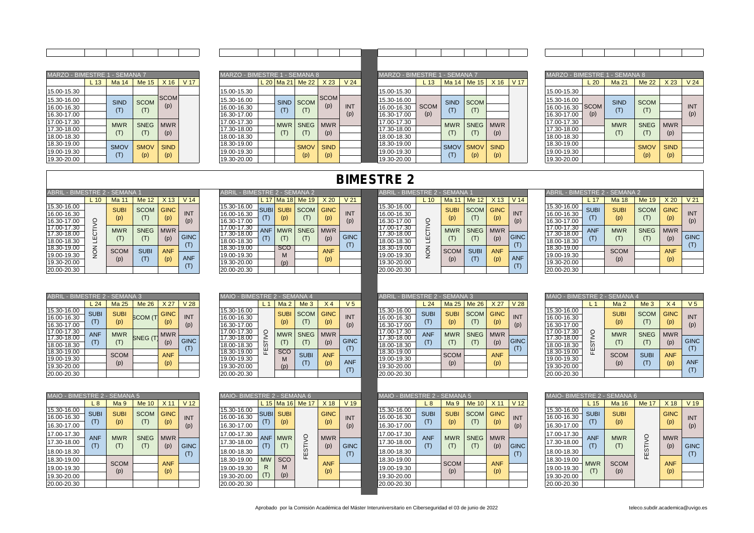## MARZO - BIMESTRE 1 - SEMANA 7

| | L 13 | Ma 14 | Me 15 | X 16 | V 17 |
|---|---|---|---|---|---|
| 15.00-15.30 | | | | | |
| 15.30-16.00 | | SIND (T) | SCOM (T) | SCOM (p) | |
| 16.00-16.30 | | | | | |
| 16.30-17.00 | | | | | |
| 17.00-17.30 | | MWR (T) | SNEG (T) | MWR (p) | |
| 17.30-18.00 | | | | | |
| 18.00-18.30 | | | | | |
| 18.30-19.00 | | SMOV (T) | SMOV (p) | SIND (p) | |
| 19.00-19.30 | | | | | |
| 19.30-20.00 | | | | | |

## MARZO - BIMESTRE 1 - SEMANA 8

| | L 20 | Ma 21 | Me 22 | X 23 | V 24 |
|---|---|---|---|---|---|
| 15.00-15.30 | | | | | |
| 15.30-16.00 | | SIND (T) | SCOM (T) | SCOM (p) | INT (p) |
| 16.00-16.30 | | | | | |
| 16.30-17.00 | | | | | |
| 17.00-17.30 | | MWR (T) | SNEG (T) | MWR (p) | |
| 17.30-18.00 | | | | | |
| 18.00-18.30 | | | | | |
| 18.30-19.00 | | | SMOV (p) | SIND (p) | |
| 19.00-19.30 | | | | | |
| 19.30-20.00 | | | | | |

## MARZO - BIMESTRE 1 - SEMANA 7

| | L 13 | Ma 14 | Me 15 | X 16 | V 17 |
|---|---|---|---|---|---|
| 15.00-15.30 | | | | | |
| 15.30-16.00 | | SIND (T) | SCOM (T) | | |
| 16.00-16.30 | SCOM (p) | | | | |
| 16.30-17.00 | | | | | |
| 17.00-17.30 | | MWR (T) | SNEG (T) | MWR (p) | |
| 17.30-18.00 | | | | | |
| 18.00-18.30 | | | | | |
| 18.30-19.00 | | SMOV (T) | SMOV (p) | SIND (p) | |
| 19.00-19.30 | | | | | |
| 19.30-20.00 | | | | | |

## MARZO - BIMESTRE 1 - SEMANA 8

| | L 20 | Ma 21 | Me 22 | X 23 | V 24 |
|---|---|---|---|---|---|
| 15.00-15.30 | | | | | |
| 15.30-16.00 | | SIND (T) | SCOM (T) | | INT (p) |
| 16.00-16.30 | SCOM (p) | | | | |
| 16.30-17.00 | | | | | |
| 17.00-17.30 | | MWR (T) | SNEG (T) | MWR (p) | |
| 17.30-18.00 | | | | | |
| 18.00-18.30 | | | | | |
| 18.30-19.00 | | | SMOV (p) | SIND (p) | |
| 19.00-19.30 | | | | | |
| 19.30-20.00 | | | | | |

# BIMESTRE 2

## ABRIL - BIMESTRE 2 - SEMANA 1

| | L 10 | Ma 11 | Me 12 | X 13 | V 14 |
|---|---|---|---|---|---|
| 15.30-16.00 | NON LECTIVO | SUBI (p) | SCOM (T) | GINC (p) | INT (p) |
| 16.00-16.30 | | | | | |
| 16.30-17.00 | | | | | |
| 17.00-17.30 | | MWR (T) | SNEG (T) | MWR (p) | GINC (T) |
| 17.30-18.00 | | | | | |
| 18.00-18.30 | | | | | |
| 18.30-19.00 | | SCOM (p) | SUBI (T) | ANF (p) | ANF (T) |
| 19.00-19.30 | | | | | |
| 19.30-20.00 | | | | | |
| 20.00-20.30 | | | | | |

## ABRIL - BIMESTRE 2 - SEMANA 2

| | L 17 | Ma 18 | Me 19 | X 20 | V 21 |
|---|---|---|---|---|---|
| 15.30-16.00 | SUBI (T) | SUBI (p) | SCOM (T) | GINC (p) | INT (p) |
| 16.00-16.30 | | | | | |
| 16.30-17.00 | | | | | |
| 17.00-17.30 | ANF (T) | MWR (T) | SNEG (T) | MWR (p) | GINC (T) |
| 17.30-18.00 | | | | | |
| 18.00-18.30 | | | | | |
| 18.30-19.00 | | SCOM (p) | | ANF (p) | |
| 19.00-19.30 | | | | | |
| 19.30-20.00 | | | | | |
| 20.00-20.30 | | | | | |

## ABRIL - BIMESTRE 2 - SEMANA 1

| | L 10 | Ma 11 | Me 12 | X 13 | V 14 |
|---|---|---|---|---|---|
| 15.30-16.00 | NON LECTIVO | SUBI (p) | SCOM (T) | GINC (p) | INT (p) |
| 16.00-16.30 | | | | | |
| 16.30-17.00 | | | | | |
| 17.00-17.30 | | MWR (T) | SNEG (T) | MWR (p) | GINC (T) |
| 17.30-18.00 | | | | | |
| 18.00-18.30 | | | | | |
| 18.30-19.00 | | SCOM (p) | SUBI (T) | ANF (p) | ANF (T) |
| 19.00-19.30 | | | | | |
| 19.30-20.00 | | | | | |
| 20.00-20.30 | | | | | |

## ABRIL - BIMESTRE 2 - SEMANA 2

| | L 17 | Ma 18 | Me 19 | X 20 | V 21 |
|---|---|---|---|---|---|
| 15.30-16.00 | SUBI (T) | SUBI (p) | SCOM (T) | GINC (p) | INT (p) |
| 16.00-16.30 | | | | | |
| 16.30-17.00 | | | | | |
| 17.00-17.30 | ANF (T) | MWR (T) | SNEG (T) | MWR (p) | GINC (T) |
| 17.30-18.00 | | | | | |
| 18.00-18.30 | | | | | |
| 18.30-19.00 | | SCOM (p) | | ANF (p) | |
| 19.00-19.30 | | | | | |
| 19.30-20.00 | | | | | |
| 20.00-20.30 | | | | | |

## ABRIL - BIMESTRE 2 - SEMANA 3

| | L 24 | Ma 25 | Me 26 | X 27 | V 28 |
|---|---|---|---|---|---|
| 15.30-16.00 | SUBI (T) | SUBI (p) | SCOM (T) | GINC (p) | INT (p) |
| 16.00-16.30 | | | | | |
| 16.30-17.00 | | | | | |
| 17.00-17.30 | ANF (T) | MWR (T) | SNEG (T) | MWR (p) | GINC (T) |
| 17.30-18.00 | | | | | |
| 18.00-18.30 | | | | | |
| 18.30-19.00 | | SCOM (p) | | ANF (p) | |
| 19.00-19.30 | | | | | |
| 19.30-20.00 | | | | | |
| 20.00-20.30 | | | | | |

## MAIO - BIMESTRE 2 - SEMANA 4

| | L 1 | Ma 2 | Me 3 | X 4 | V 5 |
|---|---|---|---|---|---|
| 15.30-16.00 | FESTIVO | SUBI (p) | SCOM (T) | GINC (p) | INT (p) |
| 16.00-16.30 | | | | | |
| 16.30-17.00 | | | | | |
| 17.00-17.30 | | MWR (T) | SNEG (T) | MWR (p) | GINC (T) |
| 17.30-18.00 | | | | | |
| 18.00-18.30 | | | | | |
| 18.30-19.00 | | SCOM (p) | SUBI (T) | ANF (p) | ANF (T) |
| 19.00-19.30 | | | | | |
| 19.30-20.00 | | | | | |
| 20.00-20.30 | | | | | |

## ABRIL - BIMESTRE 2 - SEMANA 3

| | L 24 | Ma 25 | Me 26 | X 27 | V 28 |
|---|---|---|---|---|---|
| 15.30-16.00 | SUBI (T) | SUBI (p) | SCOM (T) | GINC (p) | INT (p) |
| 16.00-16.30 | | | | | |
| 16.30-17.00 | | | | | |
| 17.00-17.30 | ANF (T) | MWR (T) | SNEG (T) | MWR (p) | GINC (T) |
| 17.30-18.00 | | | | | |
| 18.00-18.30 | | | | | |
| 18.30-19.00 | | SCOM (p) | | ANF (p) | |
| 19.00-19.30 | | | | | |
| 19.30-20.00 | | | | | |
| 20.00-20.30 | | | | | |

## MAIO - BIMESTRE 2 - SEMANA 4

| | L 1 | Ma 2 | Me 3 | X 4 | V 5 |
|---|---|---|---|---|---|
| 15.30-16.00 | FESTIVO | SUBI (p) | SCOM (T) | GINC (p) | INT (p) |
| 16.00-16.30 | | | | | |
| 16.30-17.00 | | | | | |
| 17.00-17.30 | | MWR (T) | SNEG (T) | MWR (p) | GINC (T) |
| 17.30-18.00 | | | | | |
| 18.00-18.30 | | | | | |
| 18.30-19.00 | | SCOM (p) | SUBI (T) | ANF (p) | ANF (T) |
| 19.00-19.30 | | | | | |
| 19.30-20.00 | | | | | |
| 20.00-20.30 | | | | | |

## MAIO - BIMESTRE 2 - SEMANA 5

| | L 8 | Ma 9 | Me 10 | X 11 | V 12 |
|---|---|---|---|---|---|
| 15.30-16.00 | SUBI (T) | SUBI (p) | SCOM (T) | GINC (p) | INT (p) |
| 16.00-16.30 | | | | | |
| 16.30-17.00 | | | | | |
| 17.00-17.30 | ANF (T) | MWR (T) | SNEG (T) | MWR (p) | GINC (T) |
| 17.30-18.00 | | | | | |
| 18.00-18.30 | | | | | |
| 18.30-19.00 | | SCOM (p) | | ANF (p) | |
| 19.00-19.30 | | | | | |
| 19.30-20.00 | | | | | |
| 20.00-20.30 | | | | | |

## MAIO- BIMESTRE 2 - SEMANA 6

| | L 15 | Ma 16 | Me 17 | X 18 | V 19 |
|---|---|---|---|---|---|
| 15.30-16.00 | SUBI (T) | SUBI (p) | FESTIVO | GINC (p) | INT (p) |
| 16.00-16.30 | | | | | |
| 16.30-17.00 | | | | | |
| 17.00-17.30 | ANF (T) | MWR (T) | | MWR (p) | GINC (T) |
| 17.30-18.00 | | | | | |
| 18.00-18.30 | | | | | |
| 18.30-19.00 | MWR (T) | SCOM (p) | | ANF (p) | |
| 19.00-19.30 | | | | | |
| 19.30-20.00 | | | | | |
| 20.00-20.30 | | | | | |

## MAIO - BIMESTRE 2 - SEMANA 5

| | L 8 | Ma 9 | Me 10 | X 11 | V 12 |
|---|---|---|---|---|---|
| 15.30-16.00 | SUBI (T) | SUBI (p) | SCOM (T) | GINC (p) | INT (p) |
| 16.00-16.30 | | | | | |
| 16.30-17.00 | | | | | |
| 17.00-17.30 | ANF (T) | MWR (T) | SNEG (T) | MWR (p) | GINC (T) |
| 17.30-18.00 | | | | | |
| 18.00-18.30 | | | | | |
| 18.30-19.00 | | SCOM (p) | | ANF (p) | |
| 19.00-19.30 | | | | | |
| 19.30-20.00 | | | | | |
| 20.00-20.30 | | | | | |

## MAIO- BIMESTRE 2 - SEMANA 6

| | L 15 | Ma 16 | Me 17 | X 18 | V 19 |
|---|---|---|---|---|---|
| 15.30-16.00 | SUBI (T) | SUBI (p) | FESTIVO | GINC (p) | INT (p) |
| 16.00-16.30 | | | | | |
| 16.30-17.00 | | | | | |
| 17.00-17.30 | ANF (T) | MWR (T) | | MWR (p) | GINC (T) |
| 17.30-18.00 | | | | | |
| 18.00-18.30 | | | | | |
| 18.30-19.00 | MWR (T) | SCOM (p) | | ANF (p) | |
| 19.00-19.30 | | | | | |
| 19.30-20.00 | | | | | |
| 20.00-20.30 | | | | | |

Aprobado por la Comisión Académica del Máster Interuniversitario en Ciberseguridad el 03 de junio de 2022

teleco.subdir.academica@uvigo.es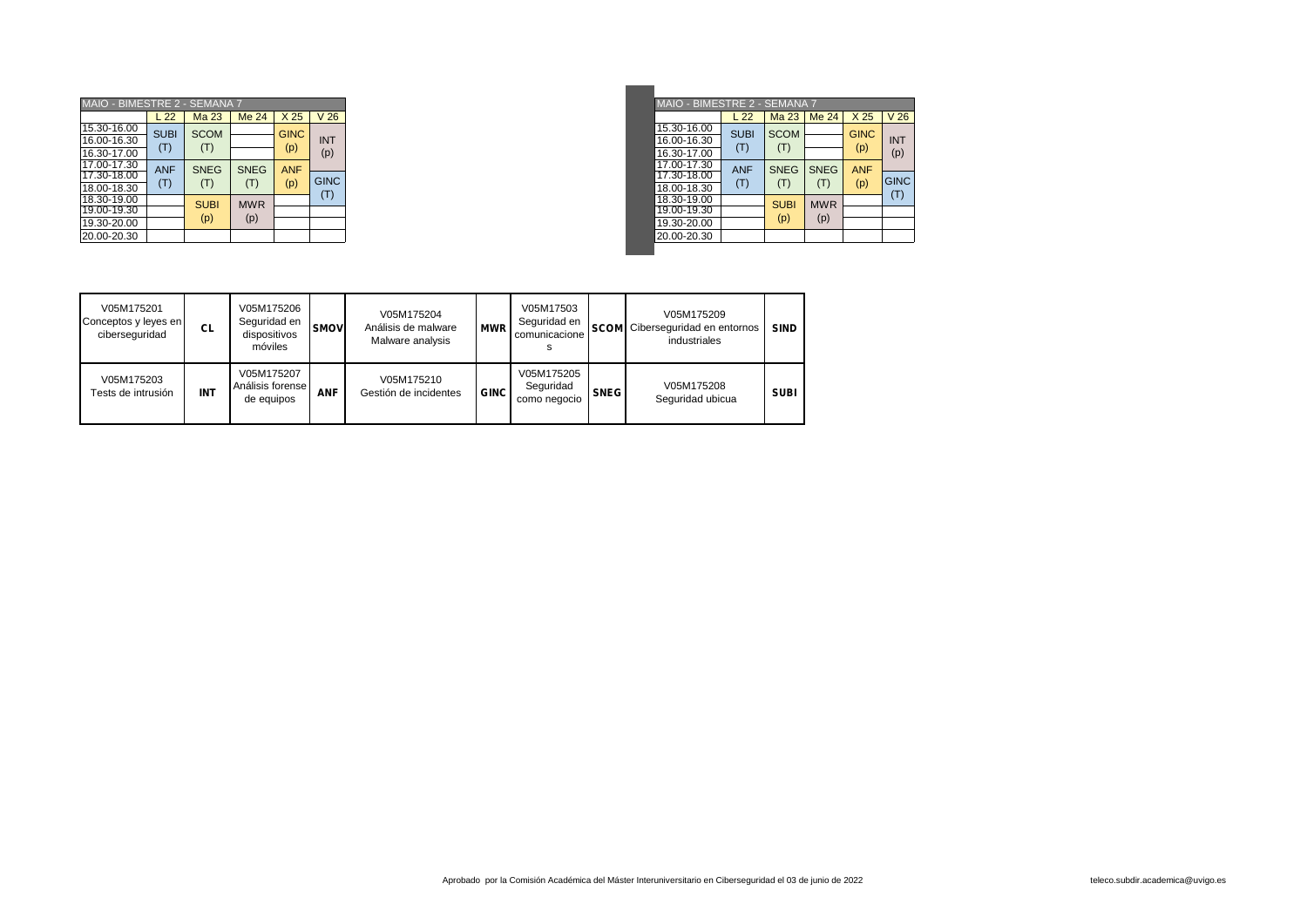## MAIO - BIMESTRE 2 - SEMANA 7

| | L 22 | Ma 23 | Me 24 | X 25 | V 26 |
|---|---|---|---|---|---|
| 15.30-16.00 | SUBI (T) | SCOM (T) | | GINC (p) | INT (p) |
| 16.00-16.30 | | | | | |
| 16.30-17.00 | | | | | |
| 17.00-17.30 | ANF (T) | SNEG (T) | SNEG (T) | ANF (p) | |
| 17.30-18.00 | | | | | GINC (T) |
| 18.00-18.30 | | | | | |
| 18.30-19.00 | | SUBI (p) | MWR (p) | | |
| 19.00-19.30 | | | | | |
| 19.30-20.00 | | | | | |
| 20.00-20.30 | | | | | |

## MAIO - BIMESTRE 2 - SEMANA 7

| | L 22 | Ma 23 | Me 24 | X 25 | V 26 |
|---|---|---|---|---|---|
| 15.30-16.00 | SUBI (T) | SCOM (T) | | GINC (p) | INT (p) |
| 16.00-16.30 | | | | | |
| 16.30-17.00 | | | | | |
| 17.00-17.30 | ANF (T) | SNEG (T) | SNEG (T) | ANF (p) | |
| 17.30-18.00 | | | | | GINC (T) |
| 18.00-18.30 | | | | | |
| 18.30-19.00 | | SUBI (p) | MWR (p) | | |
| 19.00-19.30 | | | | | |
| 19.30-20.00 | | | | | |
| 20.00-20.30 | | | | | |

| | | | | | | | | | |
|---|---|---|---|---|---|---|---|---|---|
| V05M175201 Conceptos y leyes en ciberseguridad | **CL** | V05M175206 Seguridad en dispositivos móviles | **SMOV** | V05M175204 Análisis de malware Malware analysis | **MWR** | V05M17503 Seguridad en comunicaciones | **SCOM** | V05M175209 Ciberseguridad en entornos industriales | **SIND** |
| V05M175203 Tests de intrusión | **INT** | V05M175207 Análisis forense de equipos | **ANF** | V05M175210 Gestión de incidentes | **GINC** | V05M175205 Seguridad como negocio | **SNEG** | V05M175208 Seguridad ubicua | **SUBI** |

Aprobado por la Comisión Académica del Máster Interuniversitario en Ciberseguridad el 03 de junio de 2022

teleco.subdir.academica@uvigo.es